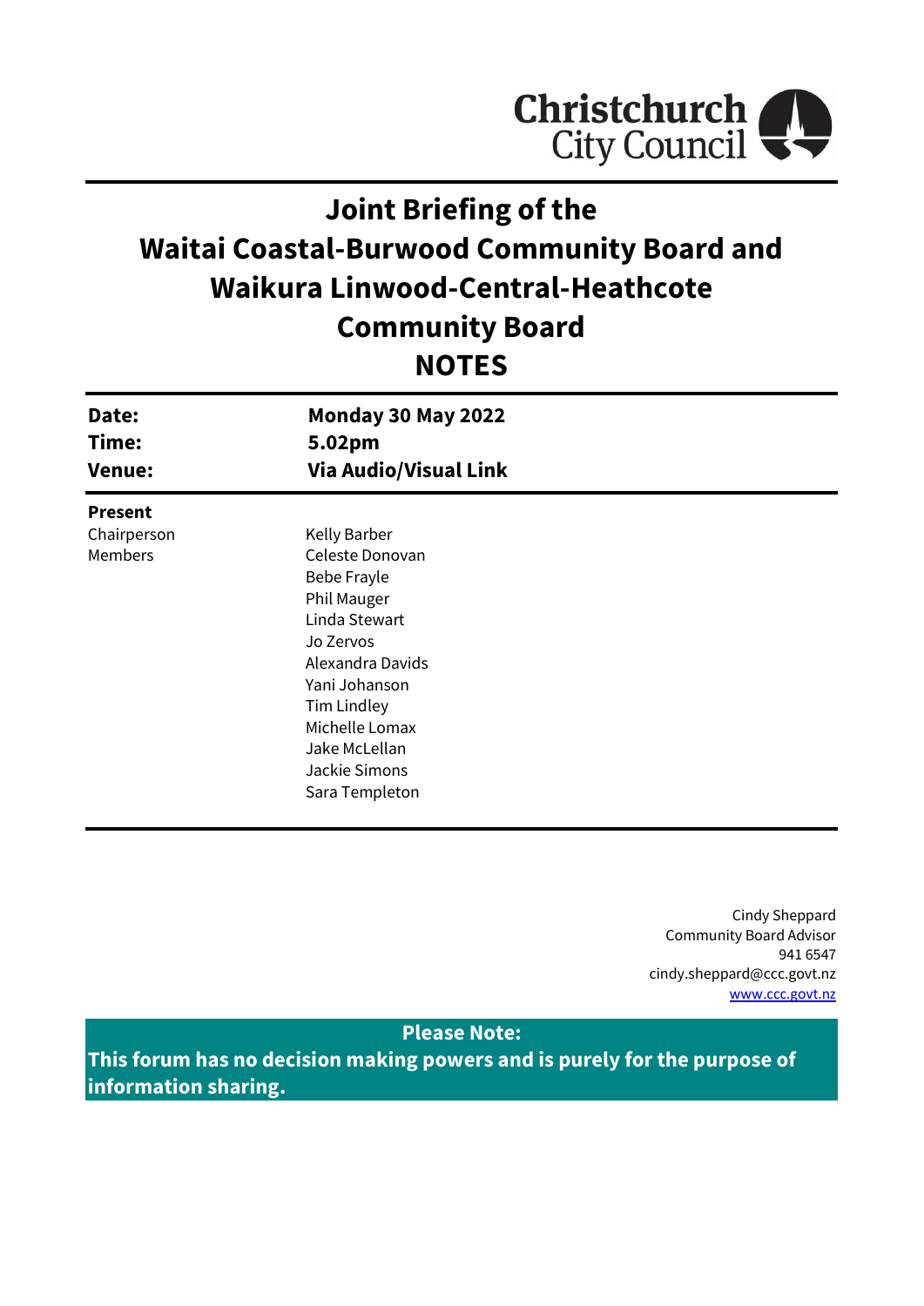Christchurch City Council

# Joint Briefing of the Waitai Coastal-Burwood Community Board and Waikura Linwood-Central-Heathcote Community Board NOTES

| | |
|---|---|
| **Date:** | **Monday 30 May 2022** |
| **Time:** | **5.02pm** |
| **Venue:** | **Via Audio/Visual Link** |

**Present**

| | |
|---|---|
| Chairperson | Kelly Barber |
| Members | Celeste Donovan |
| | Bebe Frayle |
| | Phil Mauger |
| | Linda Stewart |
| | Jo Zervos |
| | Alexandra Davids |
| | Yani Johanson |
| | Tim Lindley |
| | Michelle Lomax |
| | Jake McLellan |
| | Jackie Simons |
| | Sara Templeton |

Cindy Sheppard
Community Board Advisor
941 6547
cindy.sheppard@ccc.govt.nz
[www.ccc.govt.nz](www.ccc.govt.nz)

**Please Note:**
**This forum has no decision making powers and is purely for the purpose of information sharing.**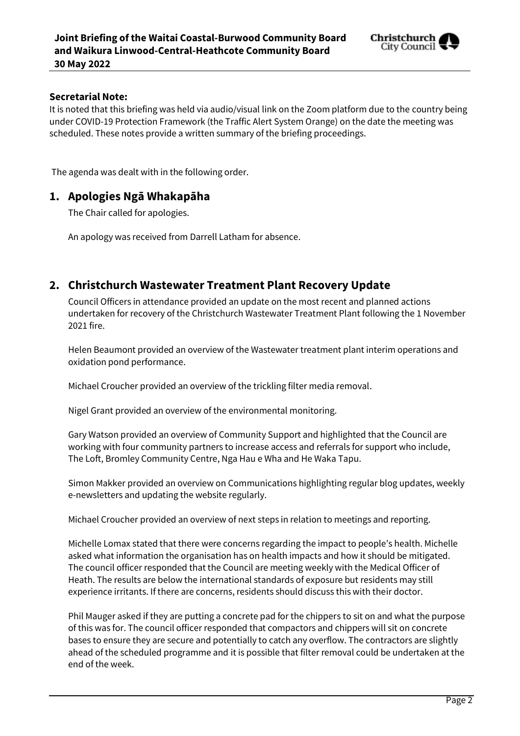### Secretarial Note:

It is noted that this briefing was held via audio/visual link on the Zoom platform due to the country being under COVID-19 Protection Framework (the Traffic Alert System Orange) on the date the meeting was scheduled. These notes provide a written summary of the briefing proceedings.

The agenda was dealt with in the following order.

## 1. Apologies Ngā Whakapāha

The Chair called for apologies.

An apology was received from Darrell Latham for absence.

## 2. Christchurch Wastewater Treatment Plant Recovery Update

Council Officers in attendance provided an update on the most recent and planned actions undertaken for recovery of the Christchurch Wastewater Treatment Plant following the 1 November 2021 fire.

Helen Beaumont provided an overview of the Wastewater treatment plant interim operations and oxidation pond performance.

Michael Croucher provided an overview of the trickling filter media removal.

Nigel Grant provided an overview of the environmental monitoring.

Gary Watson provided an overview of Community Support and highlighted that the Council are working with four community partners to increase access and referrals for support who include, The Loft, Bromley Community Centre, Nga Hau e Wha and He Waka Tapu.

Simon Makker provided an overview on Communications highlighting regular blog updates, weekly e-newsletters and updating the website regularly.

Michael Croucher provided an overview of next steps in relation to meetings and reporting.

Michelle Lomax stated that there were concerns regarding the impact to people's health. Michelle asked what information the organisation has on health impacts and how it should be mitigated. The council officer responded that the Council are meeting weekly with the Medical Officer of Heath. The results are below the international standards of exposure but residents may still experience irritants. If there are concerns, residents should discuss this with their doctor.

Phil Mauger asked if they are putting a concrete pad for the chippers to sit on and what the purpose of this was for. The council officer responded that compactors and chippers will sit on concrete bases to ensure they are secure and potentially to catch any overflow. The contractors are slightly ahead of the scheduled programme and it is possible that filter removal could be undertaken at the end of the week.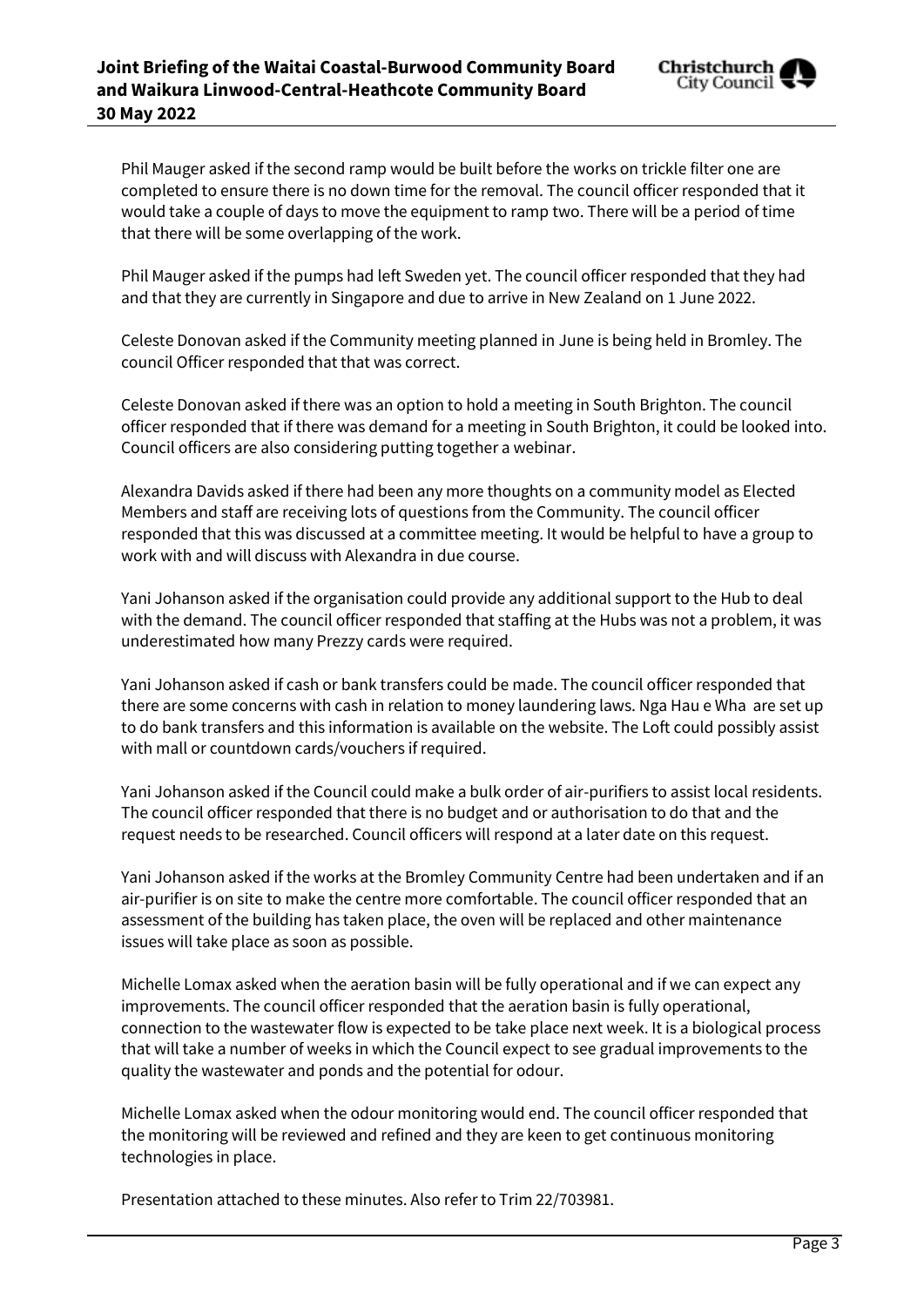Phil Mauger asked if the second ramp would be built before the works on trickle filter one are completed to ensure there is no down time for the removal. The council officer responded that it would take a couple of days to move the equipment to ramp two. There will be a period of time that there will be some overlapping of the work.

Phil Mauger asked if the pumps had left Sweden yet. The council officer responded that they had and that they are currently in Singapore and due to arrive in New Zealand on 1 June 2022.

Celeste Donovan asked if the Community meeting planned in June is being held in Bromley. The council Officer responded that that was correct.

Celeste Donovan asked if there was an option to hold a meeting in South Brighton. The council officer responded that if there was demand for a meeting in South Brighton, it could be looked into. Council officers are also considering putting together a webinar.

Alexandra Davids asked if there had been any more thoughts on a community model as Elected Members and staff are receiving lots of questions from the Community. The council officer responded that this was discussed at a committee meeting. It would be helpful to have a group to work with and will discuss with Alexandra in due course.

Yani Johanson asked if the organisation could provide any additional support to the Hub to deal with the demand. The council officer responded that staffing at the Hubs was not a problem, it was underestimated how many Prezzy cards were required.

Yani Johanson asked if cash or bank transfers could be made. The council officer responded that there are some concerns with cash in relation to money laundering laws. Nga Hau e Wha are set up to do bank transfers and this information is available on the website. The Loft could possibly assist with mall or countdown cards/vouchers if required.

Yani Johanson asked if the Council could make a bulk order of air-purifiers to assist local residents. The council officer responded that there is no budget and or authorisation to do that and the request needs to be researched. Council officers will respond at a later date on this request.

Yani Johanson asked if the works at the Bromley Community Centre had been undertaken and if an air-purifier is on site to make the centre more comfortable. The council officer responded that an assessment of the building has taken place, the oven will be replaced and other maintenance issues will take place as soon as possible.

Michelle Lomax asked when the aeration basin will be fully operational and if we can expect any improvements. The council officer responded that the aeration basin is fully operational, connection to the wastewater flow is expected to be take place next week. It is a biological process that will take a number of weeks in which the Council expect to see gradual improvements to the quality the wastewater and ponds and the potential for odour.

Michelle Lomax asked when the odour monitoring would end. The council officer responded that the monitoring will be reviewed and refined and they are keen to get continuous monitoring technologies in place.

Presentation attached to these minutes. Also refer to Trim 22/703981.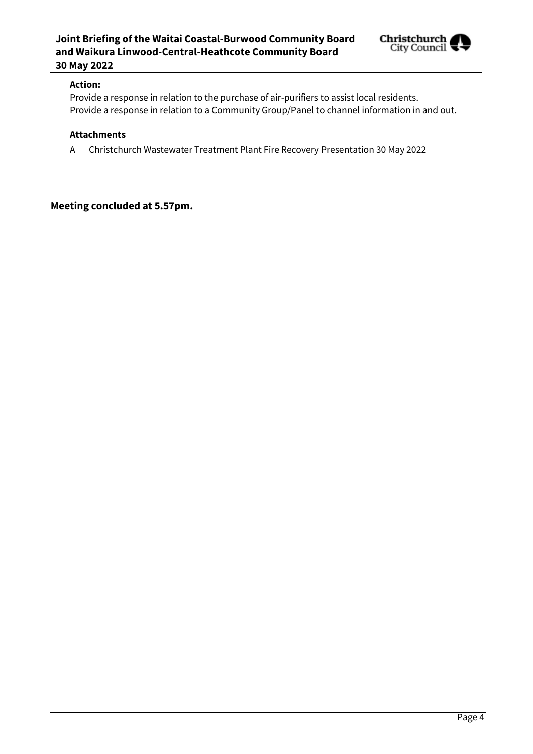**Action:**

Provide a response in relation to the purchase of air-purifiers to assist local residents.
Provide a response in relation to a Community Group/Panel to channel information in and out.

**Attachments**

A Christchurch Wastewater Treatment Plant Fire Recovery Presentation 30 May 2022

**Meeting concluded at 5.57pm.**